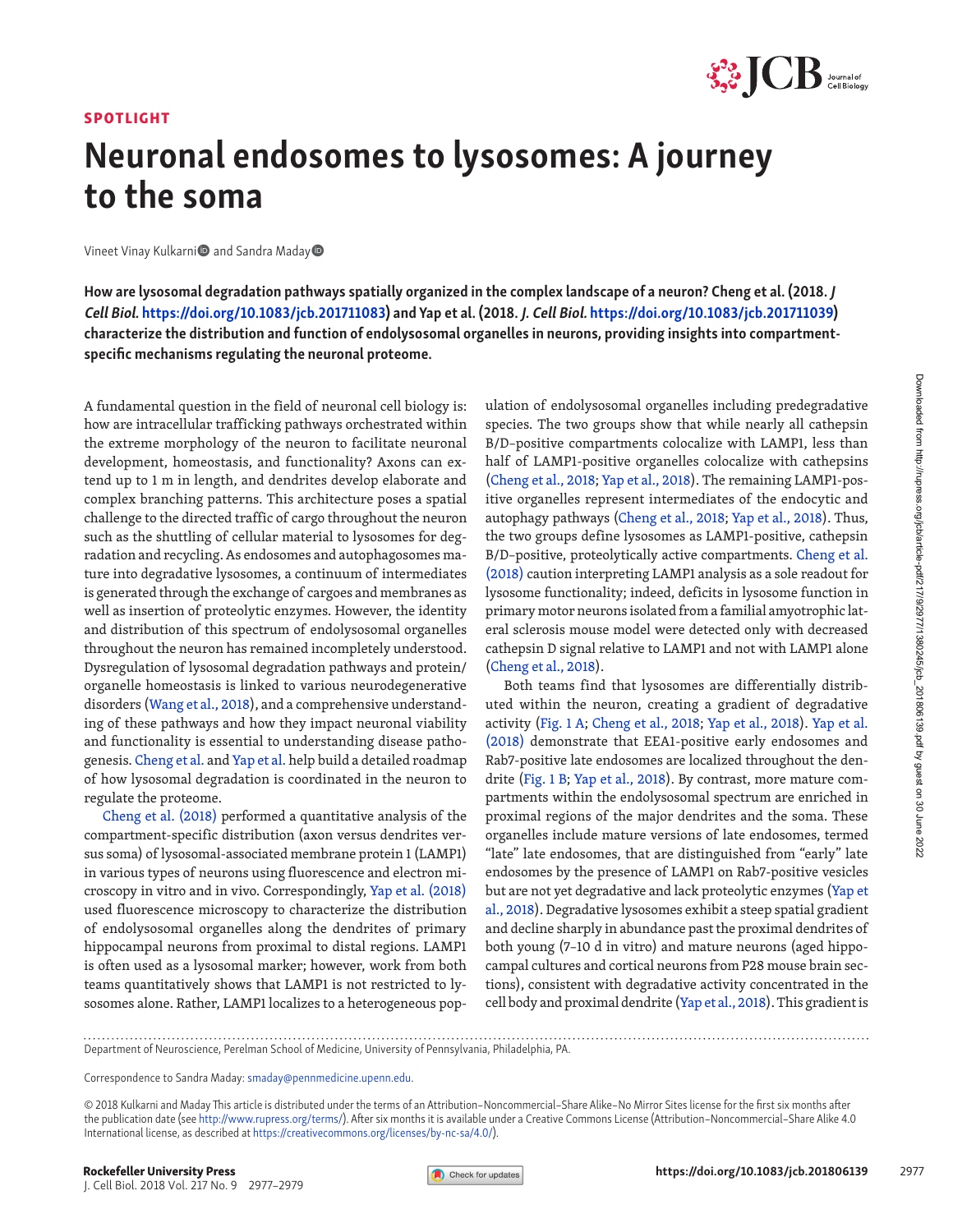SPOTLIGHT

# Neuronal endosomes to lysosomes: A journey to the soma

Vineet Vinay Kulkarni and Sandra Maday

**How are lysosomal degradation pathways spatially organized in the complex landscape of a neuron? Cheng et al. (2018. *J Cell Biol.* https://doi.org/10.1083/jcb.201711083) and Yap et al. (2018. *J. Cell Biol.* https://doi.org/10.1083/jcb.201711039) characterize the distribution and function of endolysosomal organelles in neurons, providing insights into compartment-specific mechanisms regulating the neuronal proteome.**

A fundamental question in the field of neuronal cell biology is: how are intracellular trafficking pathways orchestrated within the extreme morphology of the neuron to facilitate neuronal development, homeostasis, and functionality? Axons can extend up to 1 m in length, and dendrites develop elaborate and complex branching patterns. This architecture poses a spatial challenge to the directed traffic of cargo throughout the neuron such as the shuttling of cellular material to lysosomes for degradation and recycling. As endosomes and autophagosomes mature into degradative lysosomes, a continuum of intermediates is generated through the exchange of cargoes and membranes as well as insertion of proteolytic enzymes. However, the identity and distribution of this spectrum of endolysosomal organelles throughout the neuron has remained incompletely understood. Dysregulation of lysosomal degradation pathways and protein/organelle homeostasis is linked to various neurodegenerative disorders (Wang et al., 2018), and a comprehensive understanding of these pathways and how they impact neuronal viability and functionality is essential to understanding disease pathogenesis. Cheng et al. and Yap et al. help build a detailed roadmap of how lysosomal degradation is coordinated in the neuron to regulate the proteome.

Cheng et al. (2018) performed a quantitative analysis of the compartment-specific distribution (axon versus dendrites versus soma) of lysosomal-associated membrane protein 1 (LAMP1) in various types of neurons using fluorescence and electron microscopy in vitro and in vivo. Correspondingly, Yap et al. (2018) used fluorescence microscopy to characterize the distribution of endolysosomal organelles along the dendrites of primary hippocampal neurons from proximal to distal regions. LAMP1 is often used as a lysosomal marker; however, work from both teams quantitatively shows that LAMP1 is not restricted to lysosomes alone. Rather, LAMP1 localizes to a heterogeneous population of endolysosomal organelles including predegradative species. The two groups show that while nearly all cathepsin B/D–positive compartments colocalize with LAMP1, less than half of LAMP1-positive organelles colocalize with cathepsins (Cheng et al., 2018; Yap et al., 2018). The remaining LAMP1-positive organelles represent intermediates of the endocytic and autophagy pathways (Cheng et al., 2018; Yap et al., 2018). Thus, the two groups define lysosomes as LAMP1-positive, cathepsin B/D–positive, proteolytically active compartments. Cheng et al. (2018) caution interpreting LAMP1 analysis as a sole readout for lysosome functionality; indeed, deficits in lysosome function in primary motor neurons isolated from a familial amyotrophic lateral sclerosis mouse model were detected only with decreased cathepsin D signal relative to LAMP1 and not with LAMP1 alone (Cheng et al., 2018).

Both teams find that lysosomes are differentially distributed within the neuron, creating a gradient of degradative activity (Fig. 1 A; Cheng et al., 2018; Yap et al., 2018). Yap et al. (2018) demonstrate that EEA1-positive early endosomes and Rab7-positive late endosomes are localized throughout the dendrite (Fig. 1 B; Yap et al., 2018). By contrast, more mature compartments within the endolysosomal spectrum are enriched in proximal regions of the major dendrites and the soma. These organelles include mature versions of late endosomes, termed "late" late endosomes, that are distinguished from "early" late endosomes by the presence of LAMP1 on Rab7-positive vesicles but are not yet degradative and lack proteolytic enzymes (Yap et al., 2018). Degradative lysosomes exhibit a steep spatial gradient and decline sharply in abundance past the proximal dendrites of both young (7–10 d in vitro) and mature neurons (aged hippocampal cultures and cortical neurons from P28 mouse brain sections), consistent with degradative activity concentrated in the cell body and proximal dendrite (Yap et al., 2018). This gradient is

Department of Neuroscience, Perelman School of Medicine, University of Pennsylvania, Philadelphia, PA.

Correspondence to Sandra Maday: smaday@pennmedicine.upenn.edu.

© 2018 Kulkarni and Maday This article is distributed under the terms of an Attribution–Noncommercial–Share Alike–No Mirror Sites license for the first six months after the publication date (see http://www.rupress.org/terms/). After six months it is available under a Creative Commons License (Attribution–Noncommercial–Share Alike 4.0 International license, as described at https://creativecommons.org/licenses/by-nc-sa/4.0/).

Rockefeller University Press
https://doi.org/10.1083/jcb.201806139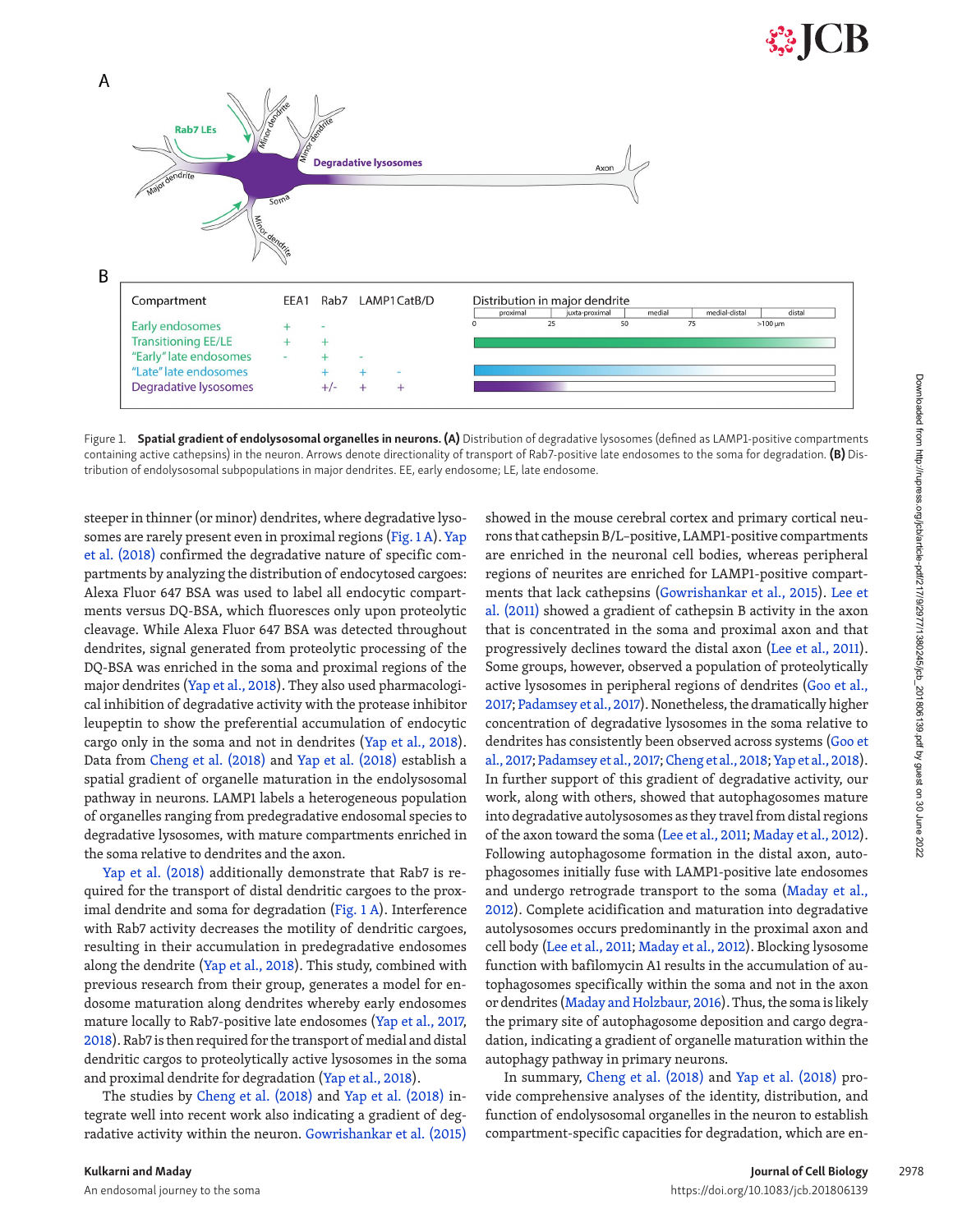Figure 1. **Spatial gradient of endolysosomal organelles in neurons. (A)** Distribution of degradative lysosomes (defined as LAMP1-positive compartments containing active cathepsins) in the neuron. Arrows denote directionality of transport of Rab7-positive late endosomes to the soma for degradation. **(B)** Distribution of endolysosomal subpopulations in major dendrites. EE, early endosome; LE, late endosome.

steeper in thinner (or minor) dendrites, where degradative lysosomes are rarely present even in proximal regions (Fig. 1 A). Yap et al. (2018) confirmed the degradative nature of specific compartments by analyzing the distribution of endocytosed cargoes: Alexa Fluor 647 BSA was used to label all endocytic compartments versus DQ-BSA, which fluoresces only upon proteolytic cleavage. While Alexa Fluor 647 BSA was detected throughout dendrites, signal generated from proteolytic processing of the DQ-BSA was enriched in the soma and proximal regions of the major dendrites (Yap et al., 2018). They also used pharmacological inhibition of degradative activity with the protease inhibitor leupeptin to show the preferential accumulation of endocytic cargo only in the soma and not in dendrites (Yap et al., 2018). Data from Cheng et al. (2018) and Yap et al. (2018) establish a spatial gradient of organelle maturation in the endolysosomal pathway in neurons. LAMP1 labels a heterogeneous population of organelles ranging from predegradative endosomal species to degradative lysosomes, with mature compartments enriched in the soma relative to dendrites and the axon.

Yap et al. (2018) additionally demonstrate that Rab7 is required for the transport of distal dendritic cargoes to the proximal dendrite and soma for degradation (Fig. 1 A). Interference with Rab7 activity decreases the motility of dendritic cargoes, resulting in their accumulation in predegradative endosomes along the dendrite (Yap et al., 2018). This study, combined with previous research from their group, generates a model for endosome maturation along dendrites whereby early endosomes mature locally to Rab7-positive late endosomes (Yap et al., 2017, 2018). Rab7 is then required for the transport of medial and distal dendritic cargos to proteolytically active lysosomes in the soma and proximal dendrite for degradation (Yap et al., 2018).

The studies by Cheng et al. (2018) and Yap et al. (2018) integrate well into recent work also indicating a gradient of degradative activity within the neuron. Gowrishankar et al. (2015) showed in the mouse cerebral cortex and primary cortical neurons that cathepsin B/L–positive, LAMP1-positive compartments are enriched in the neuronal cell bodies, whereas peripheral regions of neurites are enriched for LAMP1-positive compartments that lack cathepsins (Gowrishankar et al., 2015). Lee et al. (2011) showed a gradient of cathepsin B activity in the axon that is concentrated in the soma and proximal axon and that progressively declines toward the distal axon (Lee et al., 2011). Some groups, however, observed a population of proteolytically active lysosomes in peripheral regions of dendrites (Goo et al., 2017; Padamsey et al., 2017). Nonetheless, the dramatically higher concentration of degradative lysosomes in the soma relative to dendrites has consistently been observed across systems (Goo et al., 2017; Padamsey et al., 2017; Cheng et al., 2018; Yap et al., 2018). In further support of this gradient of degradative activity, our work, along with others, showed that autophagosomes mature into degradative autolysosomes as they travel from distal regions of the axon toward the soma (Lee et al., 2011; Maday et al., 2012). Following autophagosome formation in the distal axon, autophagosomes initially fuse with LAMP1-positive late endosomes and undergo retrograde transport to the soma (Maday et al., 2012). Complete acidification and maturation into degradative autolysosomes occurs predominantly in the proximal axon and cell body (Lee et al., 2011; Maday et al., 2012). Blocking lysosome function with bafilomycin A1 results in the accumulation of autophagosomes specifically within the soma and not in the axon or dendrites (Maday and Holzbaur, 2016). Thus, the soma is likely the primary site of autophagosome deposition and cargo degradation, indicating a gradient of organelle maturation within the autophagy pathway in primary neurons.

In summary, Cheng et al. (2018) and Yap et al. (2018) provide comprehensive analyses of the identity, distribution, and function of endolysosomal organelles in the neuron to establish compartment-specific capacities for degradation, which are en-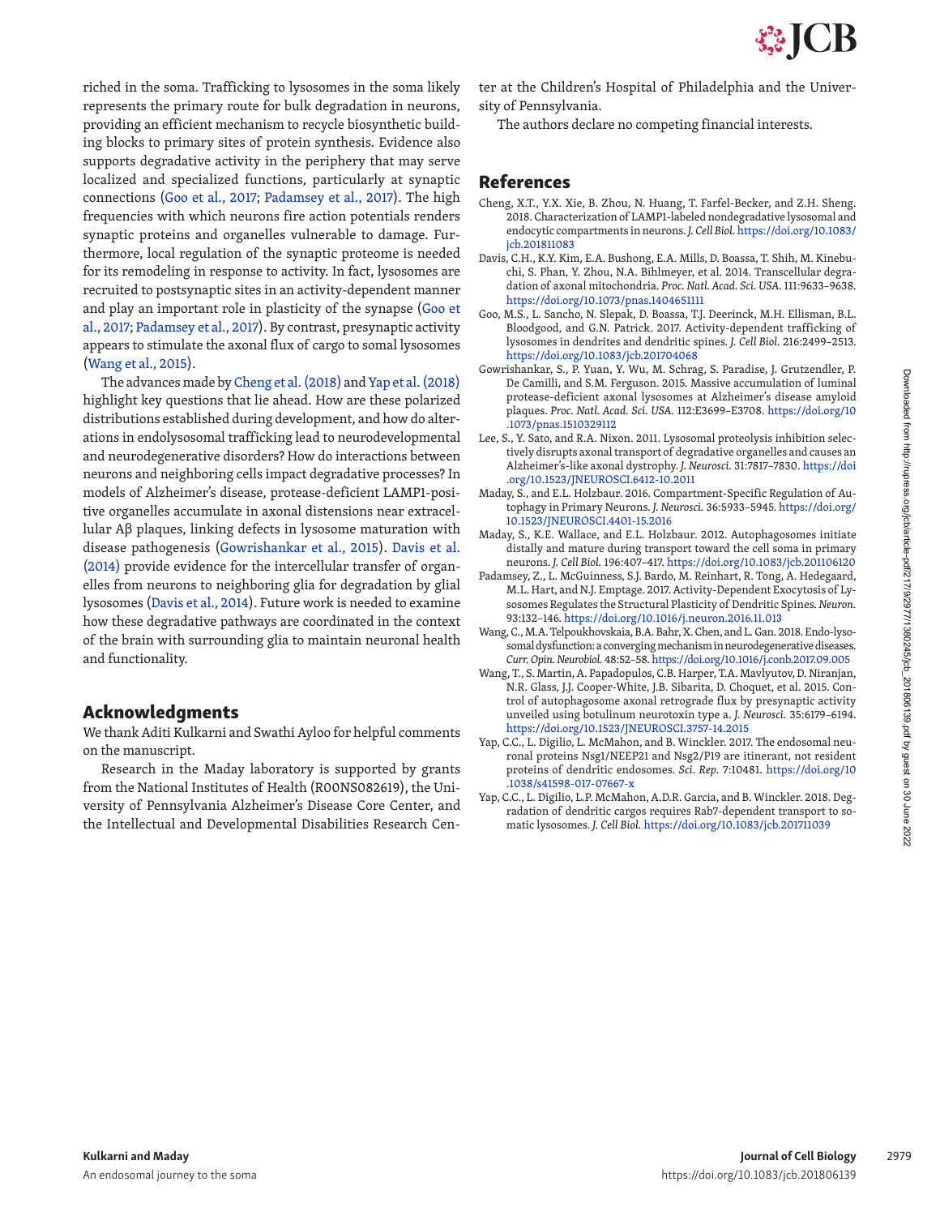riched in the soma. Trafficking to lysosomes in the soma likely represents the primary route for bulk degradation in neurons, providing an efficient mechanism to recycle biosynthetic building blocks to primary sites of protein synthesis. Evidence also supports degradative activity in the periphery that may serve localized and specialized functions, particularly at synaptic connections (Goo et al., 2017; Padamsey et al., 2017). The high frequencies with which neurons fire action potentials renders synaptic proteins and organelles vulnerable to damage. Furthermore, local regulation of the synaptic proteome is needed for its remodeling in response to activity. In fact, lysosomes are recruited to postsynaptic sites in an activity-dependent manner and play an important role in plasticity of the synapse (Goo et al., 2017; Padamsey et al., 2017). By contrast, presynaptic activity appears to stimulate the axonal flux of cargo to somal lysosomes (Wang et al., 2015).

The advances made by Cheng et al. (2018) and Yap et al. (2018) highlight key questions that lie ahead. How are these polarized distributions established during development, and how do alterations in endolysosomal trafficking lead to neurodevelopmental and neurodegenerative disorders? How do interactions between neurons and neighboring cells impact degradative processes? In models of Alzheimer's disease, protease-deficient LAMP1-positive organelles accumulate in axonal distensions near extracellular Aβ plaques, linking defects in lysosome maturation with disease pathogenesis (Gowrishankar et al., 2015). Davis et al. (2014) provide evidence for the intercellular transfer of organelles from neurons to neighboring glia for degradation by glial lysosomes (Davis et al., 2014). Future work is needed to examine how these degradative pathways are coordinated in the context of the brain with surrounding glia to maintain neuronal health and functionality.

## Acknowledgments

We thank Aditi Kulkarni and Swathi Ayloo for helpful comments on the manuscript.

Research in the Maday laboratory is supported by grants from the National Institutes of Health (R00NS082619), the University of Pennsylvania Alzheimer's Disease Core Center, and the Intellectual and Developmental Disabilities Research Center at the Children's Hospital of Philadelphia and the University of Pennsylvania.

The authors declare no competing financial interests.

## References

Cheng, X.T., Y.X. Xie, B. Zhou, N. Huang, T. Farfel-Becker, and Z.H. Sheng. 2018. Characterization of LAMP1-labeled nondegradative lysosomal and endocytic compartments in neurons. *J. Cell Biol.* https://doi.org/10.1083/jcb.201811083

Davis, C.H., K.Y. Kim, E.A. Bushong, E.A. Mills, D. Boassa, T. Shih, M. Kinebuchi, S. Phan, Y. Zhou, N.A. Bihlmeyer, et al. 2014. Transcellular degradation of axonal mitochondria. *Proc. Natl. Acad. Sci. USA.* 111:9633–9638. https://doi.org/10.1073/pnas.1404651111

Goo, M.S., L. Sancho, N. Slepak, D. Boassa, T.J. Deerinck, M.H. Ellisman, B.L. Bloodgood, and G.N. Patrick. 2017. Activity-dependent trafficking of lysosomes in dendrites and dendritic spines. *J. Cell Biol.* 216:2499–2513. https://doi.org/10.1083/jcb.201704068

Gowrishankar, S., P. Yuan, Y. Wu, M. Schrag, S. Paradise, J. Grutzendler, P. De Camilli, and S.M. Ferguson. 2015. Massive accumulation of luminal protease-deficient axonal lysosomes at Alzheimer's disease amyloid plaques. *Proc. Natl. Acad. Sci. USA.* 112:E3699–E3708. https://doi.org/10.1073/pnas.1510329112

Lee, S., Y. Sato, and R.A. Nixon. 2011. Lysosomal proteolysis inhibition selectively disrupts axonal transport of degradative organelles and causes an Alzheimer's-like axonal dystrophy. *J. Neurosci.* 31:7817–7830. https://doi.org/10.1523/JNEUROSCI.6412-10.2011

Maday, S., and E.L. Holzbaur. 2016. Compartment-Specific Regulation of Autophagy in Primary Neurons. *J. Neurosci.* 36:5933–5945. https://doi.org/10.1523/JNEUROSCI.4401-15.2016

Maday, S., K.E. Wallace, and E.L. Holzbaur. 2012. Autophagosomes initiate distally and mature during transport toward the cell soma in primary neurons. *J. Cell Biol.* 196:407–417. https://doi.org/10.1083/jcb.201106120

Padamsey, Z., L. McGuinness, S.J. Bardo, M. Reinhart, R. Tong, A. Hedegaard, M.L. Hart, and N.J. Emptage. 2017. Activity-Dependent Exocytosis of Lysosomes Regulates the Structural Plasticity of Dendritic Spines. *Neuron.* 93:132–146. https://doi.org/10.1016/j.neuron.2016.11.013

Wang, C., M.A. Telpoukhovskaia, B.A. Bahr, X. Chen, and L. Gan. 2018. Endo-lysosomal dysfunction: a converging mechanism in neurodegenerative diseases. *Curr. Opin. Neurobiol.* 48:52–58. https://doi.org/10.1016/j.conb.2017.09.005

Wang, T., S. Martin, A. Papadopulos, C.B. Harper, T.A. Mavlyutov, D. Niranjan, N.R. Glass, J.J. Cooper-White, J.B. Sibarita, D. Choquet, et al. 2015. Control of autophagosome axonal retrograde flux by presynaptic activity unveiled using botulinum neurotoxin type a. *J. Neurosci.* 35:6179–6194. https://doi.org/10.1523/JNEUROSCI.3757-14.2015

Yap, C.C., L. Digilio, L. McMahon, and B. Winckler. 2017. The endosomal neuronal proteins Nsg1/NEEP21 and Nsg2/P19 are itinerant, not resident proteins of dendritic endosomes. *Sci. Rep.* 7:10481. https://doi.org/10.1038/s41598-017-07667-x

Yap, C.C., L. Digilio, L.P. McMahon, A.D.R. Garcia, and B. Winckler. 2018. Degradation of dendritic cargos requires Rab7-dependent transport to somatic lysosomes. *J. Cell Biol.* https://doi.org/10.1083/jcb.201711039